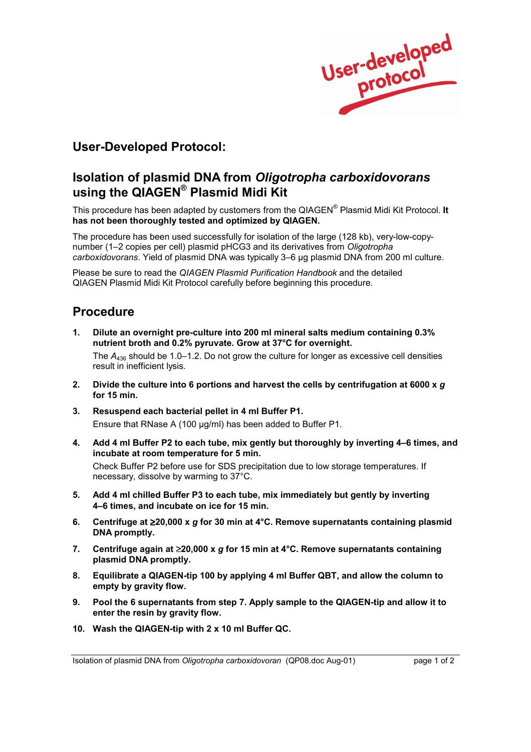User-developed protocol

## User-Developed Protocol:

## Isolation of plasmid DNA from *Oligotropha carboxidovorans* using the QIAGEN® Plasmid Midi Kit

This procedure has been adapted by customers from the QIAGEN® Plasmid Midi Kit Protocol. **It has not been thoroughly tested and optimized by QIAGEN.**

The procedure has been used successfully for isolation of the large (128 kb), very-low-copy-number (1–2 copies per cell) plasmid pHCG3 and its derivatives from *Oligotropha carboxidovorans*. Yield of plasmid DNA was typically 3–6 µg plasmid DNA from 200 ml culture.

Please be sure to read the *QIAGEN Plasmid Purification Handbook* and the detailed QIAGEN Plasmid Midi Kit Protocol carefully before beginning this procedure.

## Procedure

1. **Dilute an overnight pre-culture into 200 ml mineral salts medium containing 0.3% nutrient broth and 0.2% pyruvate. Grow at 37°C for overnight.**

   The $A_{436}$ should be 1.0–1.2. Do not grow the culture for longer as excessive cell densities result in inefficient lysis.

2. **Divide the culture into 6 portions and harvest the cells by centrifugation at 6000 x *g* for 15 min.**

3. **Resuspend each bacterial pellet in 4 ml Buffer P1.**

   Ensure that RNase A (100 µg/ml) has been added to Buffer P1.

4. **Add 4 ml Buffer P2 to each tube, mix gently but thoroughly by inverting 4–6 times, and incubate at room temperature for 5 min.**

   Check Buffer P2 before use for SDS precipitation due to low storage temperatures. If necessary, dissolve by warming to 37°C.

5. **Add 4 ml chilled Buffer P3 to each tube, mix immediately but gently by inverting 4–6 times, and incubate on ice for 15 min.**

6. **Centrifuge at ≥20,000 x *g* for 30 min at 4°C. Remove supernatants containing plasmid DNA promptly.**

7. **Centrifuge again at ≥20,000 x *g* for 15 min at 4°C. Remove supernatants containing plasmid DNA promptly.**

8. **Equilibrate a QIAGEN-tip 100 by applying 4 ml Buffer QBT, and allow the column to empty by gravity flow.**

9. **Pool the 6 supernatants from step 7. Apply sample to the QIAGEN-tip and allow it to enter the resin by gravity flow.**

10. **Wash the QIAGEN-tip with 2 x 10 ml Buffer QC.**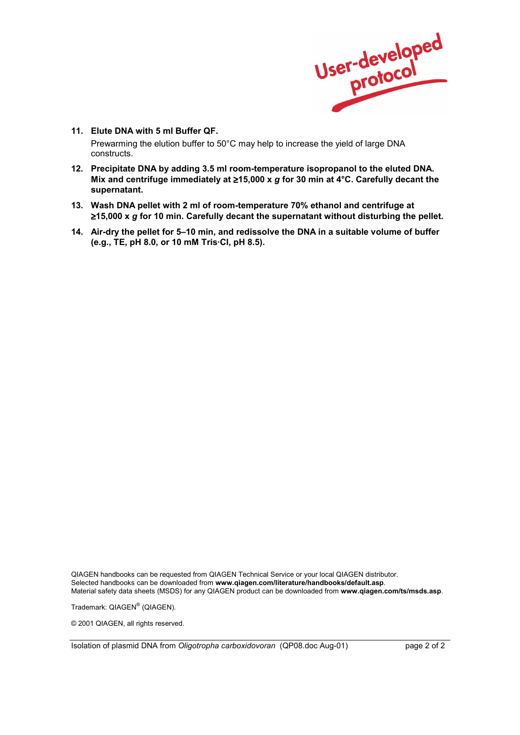User-developed protocol

11. **Elute DNA with 5 ml Buffer QF.**

    Prewarming the elution buffer to 50°C may help to increase the yield of large DNA constructs.

12. **Precipitate DNA by adding 3.5 ml room-temperature isopropanol to the eluted DNA. Mix and centrifuge immediately at ≥15,000 x *g* for 30 min at 4°C. Carefully decant the supernatant.**

13. **Wash DNA pellet with 2 ml of room-temperature 70% ethanol and centrifuge at ≥15,000 x *g* for 10 min. Carefully decant the supernatant without disturbing the pellet.**

14. **Air-dry the pellet for 5–10 min, and redissolve the DNA in a suitable volume of buffer (e.g., TE, pH 8.0, or 10 mM Tris·Cl, pH 8.5).**

QIAGEN handbooks can be requested from QIAGEN Technical Service or your local QIAGEN distributor.
Selected handbooks can be downloaded from **www.qiagen.com/literature/handbooks/default.asp**.
Material safety data sheets (MSDS) for any QIAGEN product can be downloaded from **www.qiagen.com/ts/msds.asp**.

Trademark: QIAGEN® (QIAGEN).

© 2001 QIAGEN, all rights reserved.